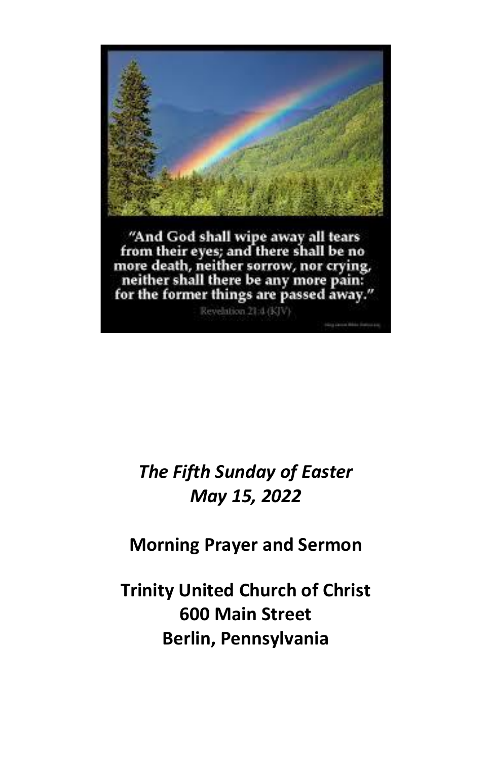"And God shall wipe away all tears from their eyes; and there shall be no more death, neither sorrow, nor crying, neither shall there be any more pain: for the former things are passed away."

Revelation 21:4 (KJV)

*The Fifth Sunday of Easter*
*May 15, 2022*

**Morning Prayer and Sermon**

**Trinity United Church of Christ**
**600 Main Street**
**Berlin, Pennsylvania**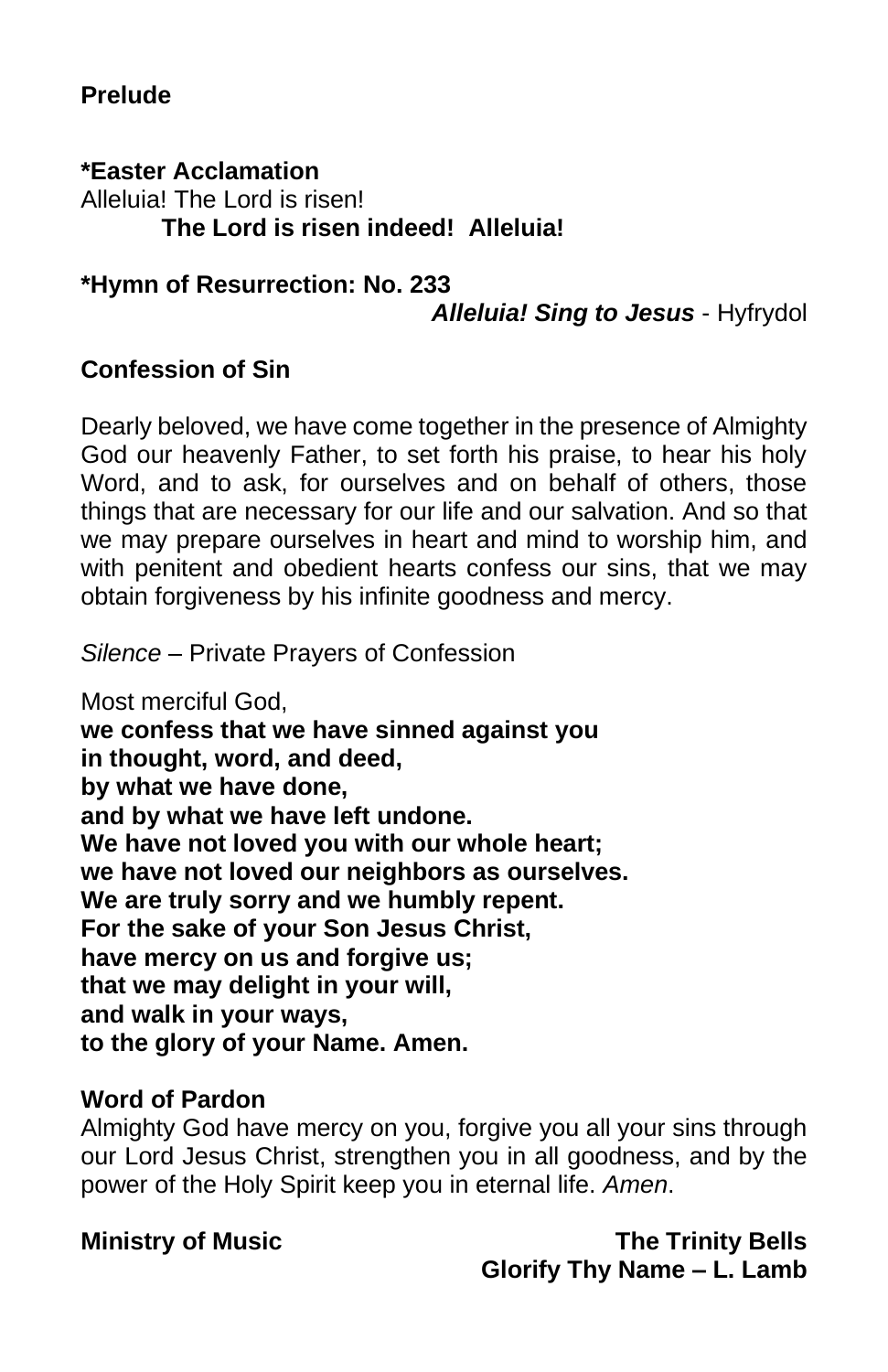**Prelude**

**\*Easter Acclamation**
Alleluia! The Lord is risen!
**The Lord is risen indeed! Alleluia!**

**\*Hymn of Resurrection: No. 233**
***Alleluia! Sing to Jesus*** - Hyfrydol

**Confession of Sin**

Dearly beloved, we have come together in the presence of Almighty God our heavenly Father, to set forth his praise, to hear his holy Word, and to ask, for ourselves and on behalf of others, those things that are necessary for our life and our salvation. And so that we may prepare ourselves in heart and mind to worship him, and with penitent and obedient hearts confess our sins, that we may obtain forgiveness by his infinite goodness and mercy.

*Silence* – Private Prayers of Confession

Most merciful God,
**we confess that we have sinned against you**
**in thought, word, and deed,**
**by what we have done,**
**and by what we have left undone.**
**We have not loved you with our whole heart;**
**we have not loved our neighbors as ourselves.**
**We are truly sorry and we humbly repent.**
**For the sake of your Son Jesus Christ,**
**have mercy on us and forgive us;**
**that we may delight in your will,**
**and walk in your ways,**
**to the glory of your Name. Amen.**

**Word of Pardon**
Almighty God have mercy on you, forgive you all your sins through our Lord Jesus Christ, strengthen you in all goodness, and by the power of the Holy Spirit keep you in eternal life. *Amen*.

**Ministry of Music** **The Trinity Bells**
**Glorify Thy Name – L. Lamb**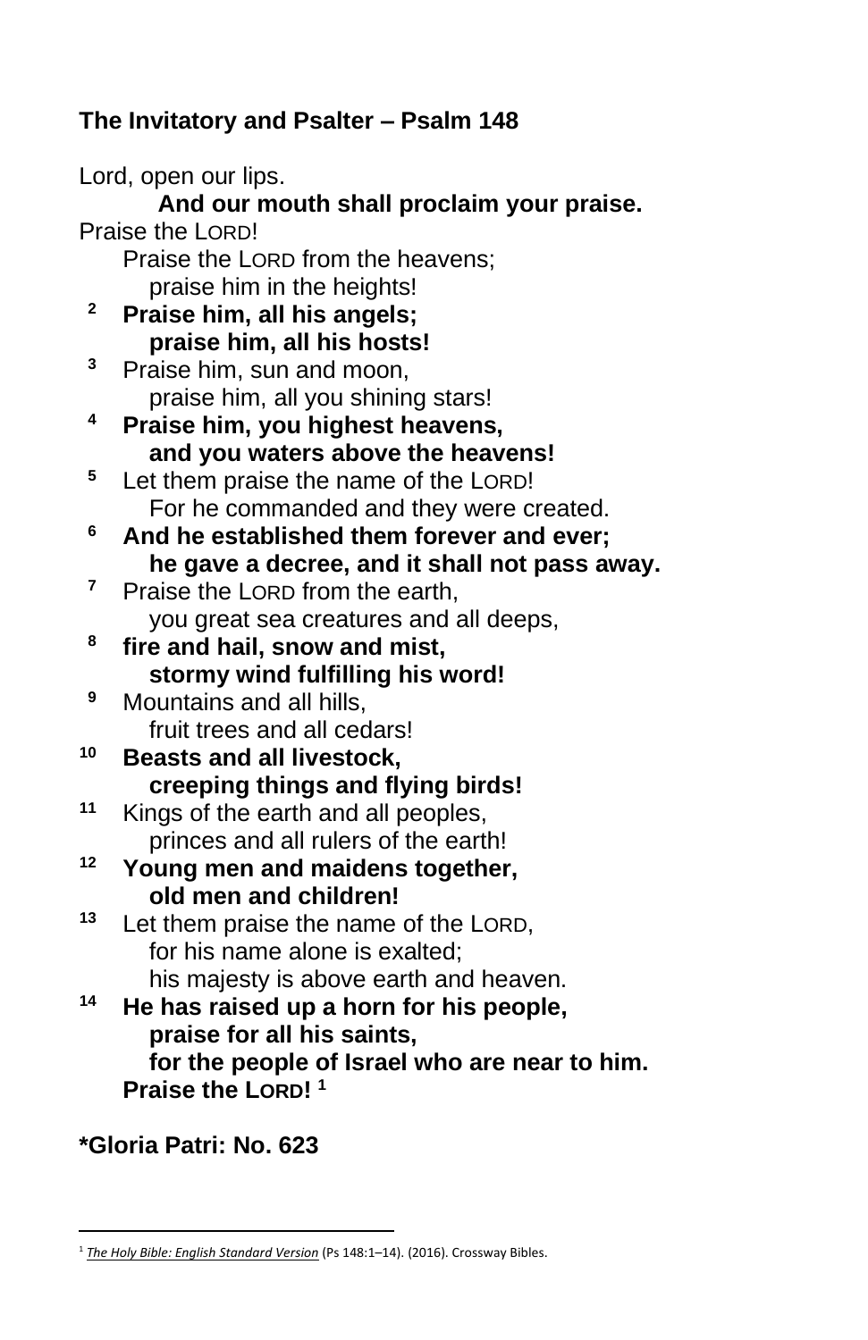**The Invitatory and Psalter – Psalm 148**

Lord, open our lips.
**And our mouth shall proclaim your praise.**
Praise the LORD!
Praise the LORD from the heavens;
praise him in the heights!
2 **Praise him, all his angels;**
**praise him, all his hosts!**
3 Praise him, sun and moon,
praise him, all you shining stars!
4 **Praise him, you highest heavens,**
**and you waters above the heavens!**
5 Let them praise the name of the LORD!
For he commanded and they were created.
6 **And he established them forever and ever;**
**he gave a decree, and it shall not pass away.**
7 Praise the LORD from the earth,
you great sea creatures and all deeps,
8 **fire and hail, snow and mist,**
**stormy wind fulfilling his word!**
9 Mountains and all hills,
fruit trees and all cedars!
10 **Beasts and all livestock,**
**creeping things and flying birds!**
11 Kings of the earth and all peoples,
princes and all rulers of the earth!
12 **Young men and maidens together,**
**old men and children!**
13 Let them praise the name of the LORD,
for his name alone is exalted;
his majesty is above earth and heaven.
14 **He has raised up a horn for his people,**
**praise for all his saints,**
**for the people of Israel who are near to him.**
**Praise the LORD! [1]**

**\*Gloria Patri: No. 623**

---

[1] *The Holy Bible: English Standard Version* (Ps 148:1–14). (2016). Crossway Bibles.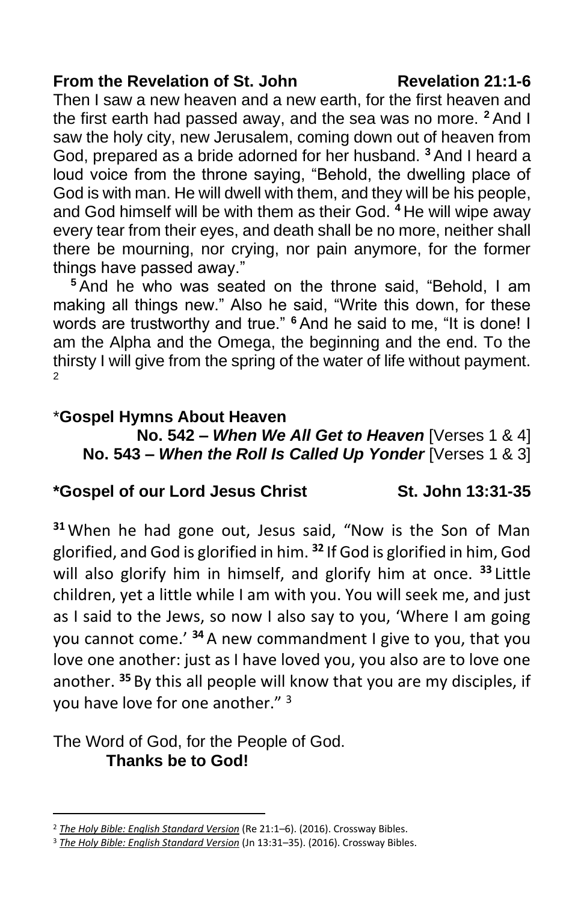**From the Revelation of St. John** **Revelation 21:1-6**

Then I saw a new heaven and a new earth, for the first heaven and the first earth had passed away, and the sea was no more. **2** And I saw the holy city, new Jerusalem, coming down out of heaven from God, prepared as a bride adorned for her husband. **3** And I heard a loud voice from the throne saying, "Behold, the dwelling place of God is with man. He will dwell with them, and they will be his people, and God himself will be with them as their God. **4** He will wipe away every tear from their eyes, and death shall be no more, neither shall there be mourning, nor crying, nor pain anymore, for the former things have passed away."

**5** And he who was seated on the throne said, "Behold, I am making all things new." Also he said, "Write this down, for these words are trustworthy and true." **6** And he said to me, "It is done! I am the Alpha and the Omega, the beginning and the end. To the thirsty I will give from the spring of the water of life without payment.[2]

\***Gospel Hymns About Heaven**

**No. 542 – *When We All Get to Heaven*** [Verses 1 & 4]
**No. 543 – *When the Roll Is Called Up Yonder*** [Verses 1 & 3]

**\*Gospel of our Lord Jesus Christ** **St. John 13:31-35**

**31** When he had gone out, Jesus said, "Now is the Son of Man glorified, and God is glorified in him. **32** If God is glorified in him, God will also glorify him in himself, and glorify him at once. **33** Little children, yet a little while I am with you. You will seek me, and just as I said to the Jews, so now I also say to you, 'Where I am going you cannot come.' **34** A new commandment I give to you, that you love one another: just as I have loved you, you also are to love one another. **35** By this all people will know that you are my disciples, if you have love for one another."[3]

The Word of God, for the People of God.
**Thanks be to God!**

---

[2] *The Holy Bible: English Standard Version* (Re 21:1–6). (2016). Crossway Bibles.

[3] *The Holy Bible: English Standard Version* (Jn 13:31–35). (2016). Crossway Bibles.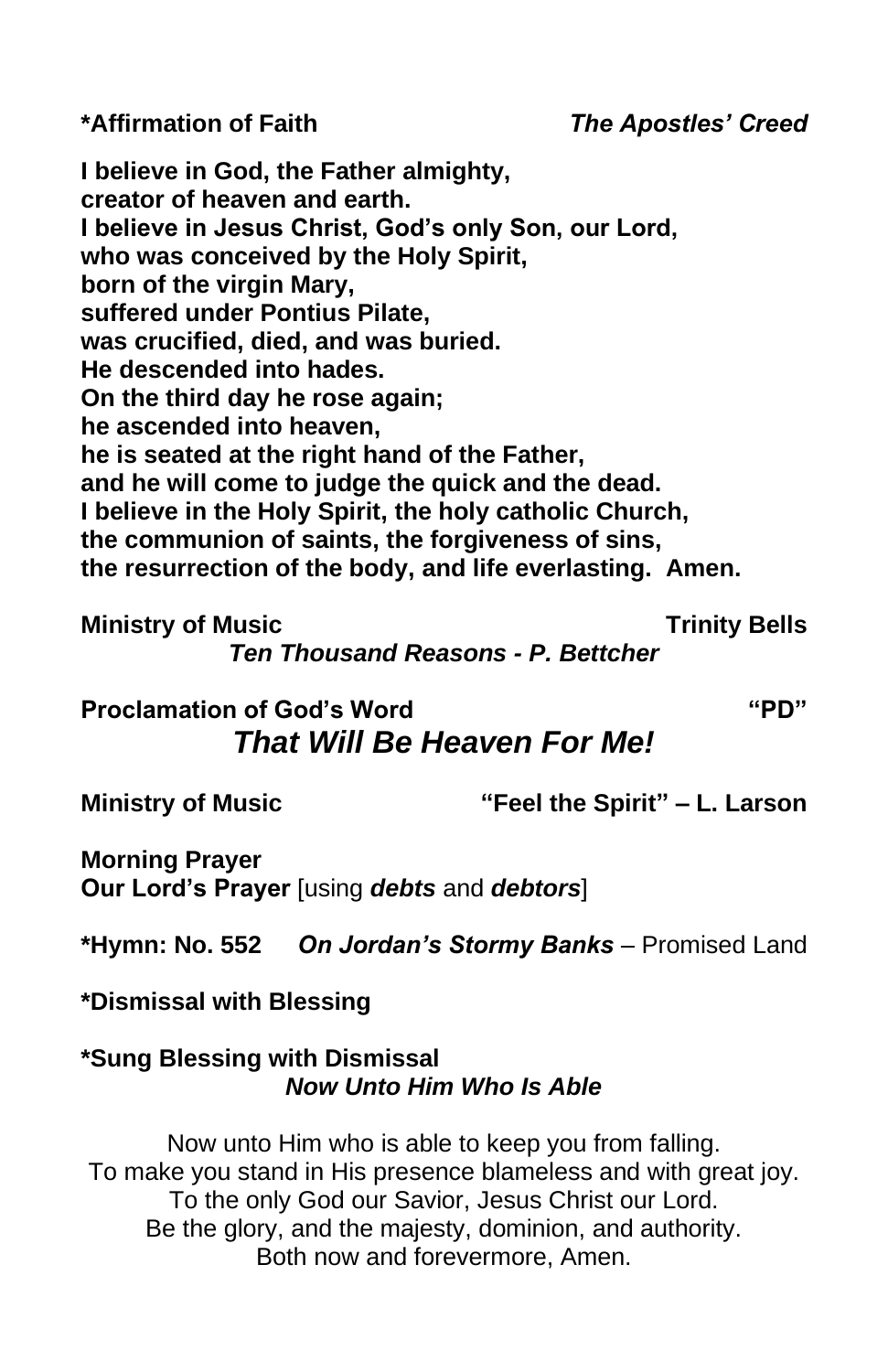**\*Affirmation of Faith** ***The Apostles' Creed***

**I believe in God, the Father almighty,**
**creator of heaven and earth.**
**I believe in Jesus Christ, God's only Son, our Lord,**
**who was conceived by the Holy Spirit,**
**born of the virgin Mary,**
**suffered under Pontius Pilate,**
**was crucified, died, and was buried.**
**He descended into hades.**
**On the third day he rose again;**
**he ascended into heaven,**
**he is seated at the right hand of the Father,**
**and he will come to judge the quick and the dead.**
**I believe in the Holy Spirit, the holy catholic Church,**
**the communion of saints, the forgiveness of sins,**
**the resurrection of the body, and life everlasting. Amen.**

**Ministry of Music** **Trinity Bells**
***Ten Thousand Reasons - P. Bettcher***

**Proclamation of God's Word** **"PD"**
## ***That Will Be Heaven For Me!***

**Ministry of Music** **"Feel the Spirit" – L. Larson**

**Morning Prayer**
**Our Lord's Prayer** [using ***debts*** and ***debtors***]

**\*Hymn: No. 552** ***On Jordan's Stormy Banks*** – Promised Land

**\*Dismissal with Blessing**

**\*Sung Blessing with Dismissal**
***Now Unto Him Who Is Able***

Now unto Him who is able to keep you from falling.
To make you stand in His presence blameless and with great joy.
To the only God our Savior, Jesus Christ our Lord.
Be the glory, and the majesty, dominion, and authority.
Both now and forevermore, Amen.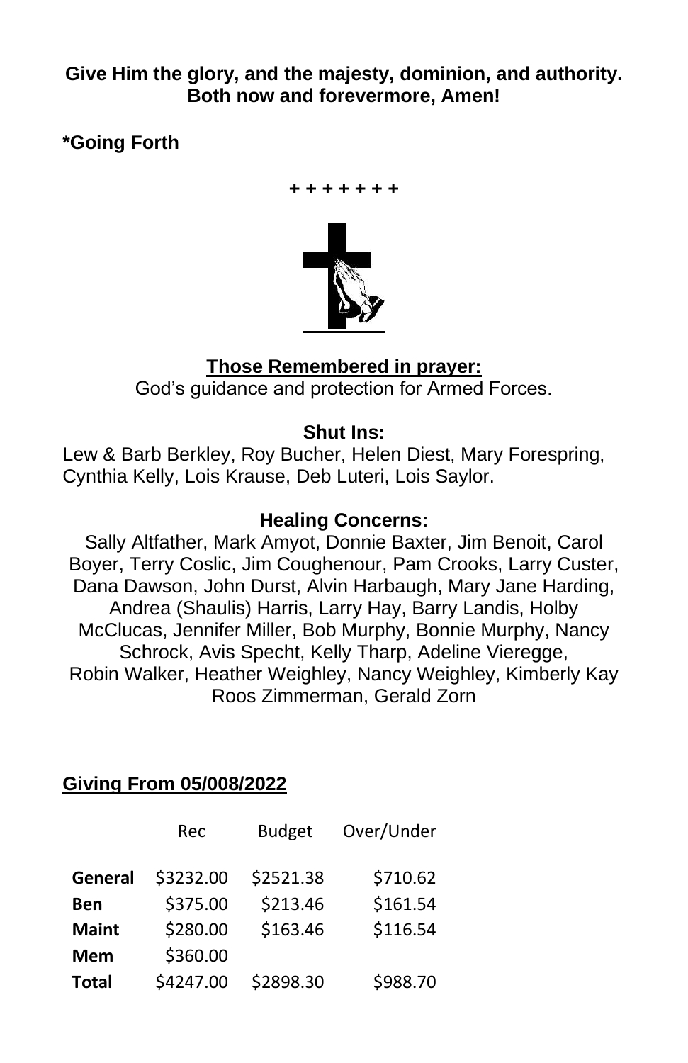**Give Him the glory, and the majesty, dominion, and authority. Both now and forevermore, Amen!**

**\*Going Forth**

**+ + + + + + +**

**Those Remembered in prayer:**

God's guidance and protection for Armed Forces.

**Shut Ins:**

Lew & Barb Berkley, Roy Bucher, Helen Diest, Mary Forespring, Cynthia Kelly, Lois Krause, Deb Luteri, Lois Saylor.

**Healing Concerns:**

Sally Altfather, Mark Amyot, Donnie Baxter, Jim Benoit, Carol Boyer, Terry Coslic, Jim Coughenour, Pam Crooks, Larry Custer, Dana Dawson, John Durst, Alvin Harbaugh, Mary Jane Harding, Andrea (Shaulis) Harris, Larry Hay, Barry Landis, Holby McClucas, Jennifer Miller, Bob Murphy, Bonnie Murphy, Nancy Schrock, Avis Specht, Kelly Tharp, Adeline Vieregge, Robin Walker, Heather Weighley, Nancy Weighley, Kimberly Kay Roos Zimmerman, Gerald Zorn

**Giving From 05/008/2022**

| | Rec | Budget | Over/Under |
|---|---|---|---|
| **General** | \$3232.00 | \$2521.38 | \$710.62 |
| **Ben** | \$375.00 | \$213.46 | \$161.54 |
| **Maint** | \$280.00 | \$163.46 | \$116.54 |
| **Mem** | \$360.00 | | |
| **Total** | \$4247.00 | \$2898.30 | \$988.70 |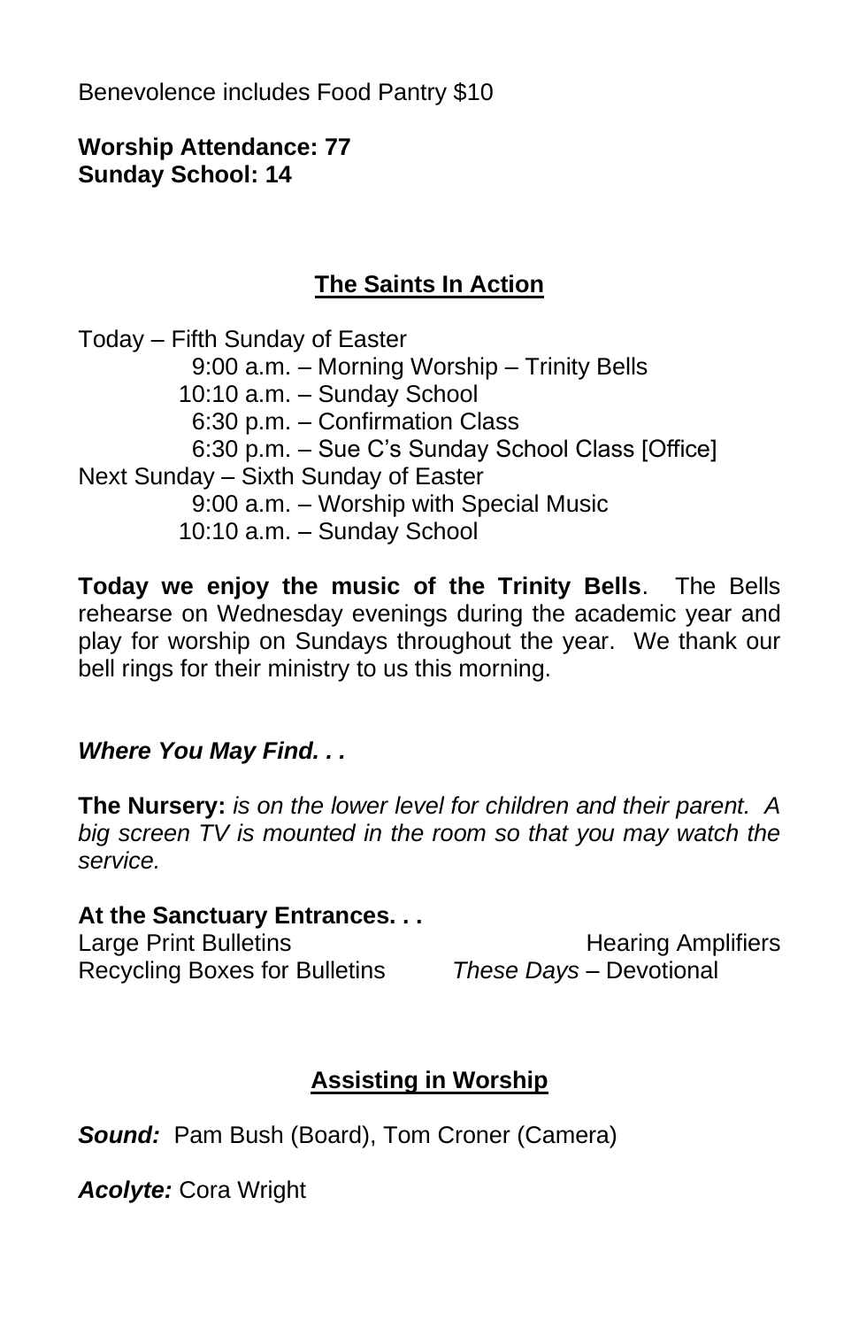Benevolence includes Food Pantry $10

**Worship Attendance: 77**
**Sunday School: 14**

## The Saints In Action

Today – Fifth Sunday of Easter
- 9:00 a.m. – Morning Worship – Trinity Bells
- 10:10 a.m. – Sunday School
- 6:30 p.m. – Confirmation Class
- 6:30 p.m. – Sue C's Sunday School Class [Office]

Next Sunday – Sixth Sunday of Easter
- 9:00 a.m. – Worship with Special Music
- 10:10 a.m. – Sunday School

**Today we enjoy the music of the Trinity Bells**. The Bells rehearse on Wednesday evenings during the academic year and play for worship on Sundays throughout the year. We thank our bell rings for their ministry to us this morning.

***Where You May Find. . .***

**The Nursery:** *is on the lower level for children and their parent. A big screen TV is mounted in the room so that you may watch the service.*

**At the Sanctuary Entrances. . .**

Large Print Bulletins
Hearing Amplifiers
Recycling Boxes for Bulletins
*These Days* – Devotional

## Assisting in Worship

***Sound:*** Pam Bush (Board), Tom Croner (Camera)

***Acolyte:*** Cora Wright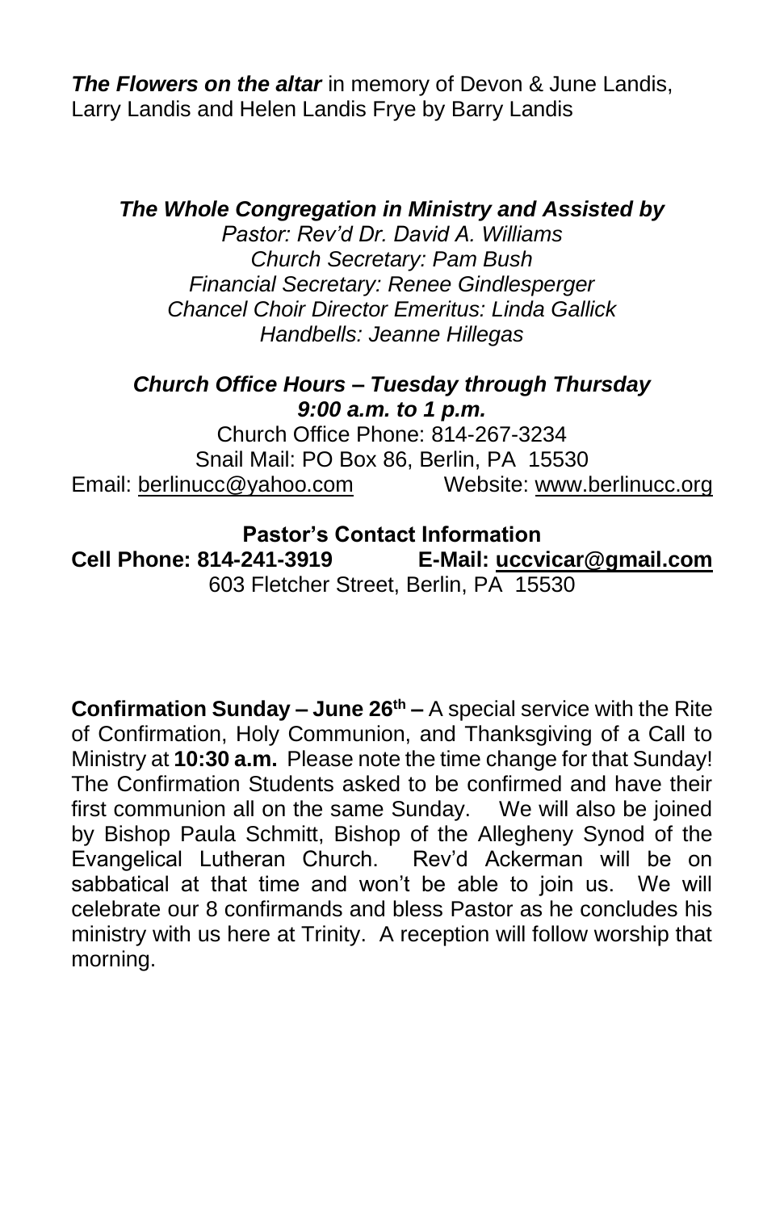***The Flowers on the altar*** in memory of Devon & June Landis, Larry Landis and Helen Landis Frye by Barry Landis

***The Whole Congregation in Ministry and Assisted by***

*Pastor: Rev'd Dr. David A. Williams*
*Church Secretary: Pam Bush*
*Financial Secretary: Renee Gindlesperger*
*Chancel Choir Director Emeritus: Linda Gallick*
*Handbells: Jeanne Hillegas*

***Church Office Hours – Tuesday through Thursday***
***9:00 a.m. to 1 p.m.***

Church Office Phone: 814-267-3234
Snail Mail: PO Box 86, Berlin, PA 15530
Email: berlinucc@yahoo.com Website: www.berlinucc.org

**Pastor's Contact Information**

**Cell Phone: 814-241-3919 E-Mail: uccvicar@gmail.com**
603 Fletcher Street, Berlin, PA 15530

**Confirmation Sunday – June 26th –** A special service with the Rite of Confirmation, Holy Communion, and Thanksgiving of a Call to Ministry at **10:30 a.m.** Please note the time change for that Sunday! The Confirmation Students asked to be confirmed and have their first communion all on the same Sunday. We will also be joined by Bishop Paula Schmitt, Bishop of the Allegheny Synod of the Evangelical Lutheran Church. Rev'd Ackerman will be on sabbatical at that time and won't be able to join us. We will celebrate our 8 confirmands and bless Pastor as he concludes his ministry with us here at Trinity. A reception will follow worship that morning.